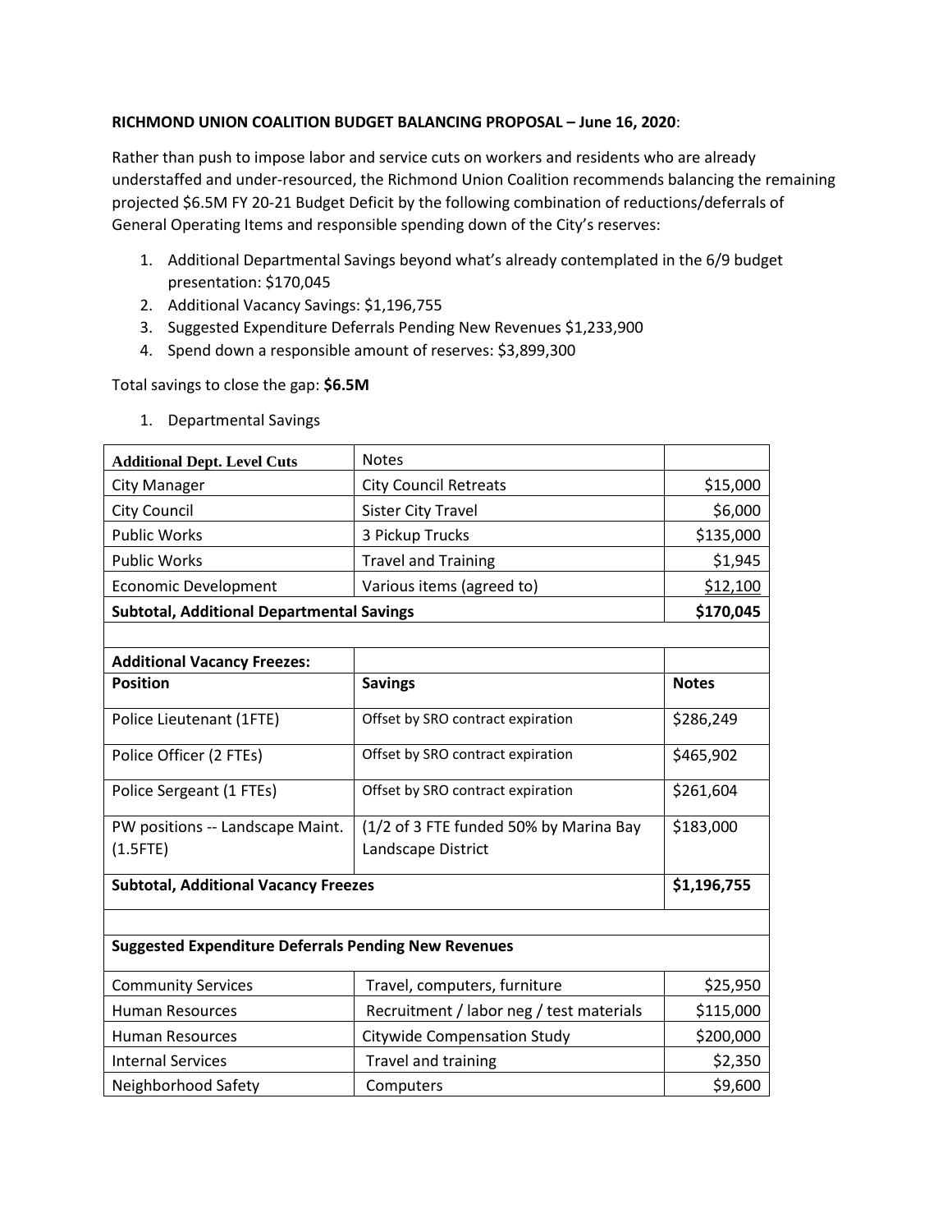**RICHMOND UNION COALITION BUDGET BALANCING PROPOSAL – June 16, 2020**:

Rather than push to impose labor and service cuts on workers and residents who are already understaffed and under-resourced, the Richmond Union Coalition recommends balancing the remaining projected $6.5M FY 20-21 Budget Deficit by the following combination of reductions/deferrals of General Operating Items and responsible spending down of the City's reserves:

1. Additional Departmental Savings beyond what's already contemplated in the 6/9 budget presentation: $170,045
2. Additional Vacancy Savings: $1,196,755
3. Suggested Expenditure Deferrals Pending New Revenues $1,233,900
4. Spend down a responsible amount of reserves: $3,899,300

Total savings to close the gap: **$6.5M**

1. Departmental Savings

| **Additional Dept. Level Cuts** | Notes | |
|---|---|---|
| City Manager | City Council Retreats | $15,000 |
| City Council | Sister City Travel | $6,000 |
| Public Works | 3 Pickup Trucks | $135,000 |
| Public Works | Travel and Training | $1,945 |
| Economic Development | Various items (agreed to) | $12,100 |
| **Subtotal, Additional Departmental Savings** | | **$170,045** |
| | | |
| **Additional Vacancy Freezes:** | | |
| **Position** | **Savings** | **Notes** |
| Police Lieutenant (1FTE) | Offset by SRO contract expiration | $286,249 |
| Police Officer (2 FTEs) | Offset by SRO contract expiration | $465,902 |
| Police Sergeant (1 FTEs) | Offset by SRO contract expiration | $261,604 |
| PW positions -- Landscape Maint. (1.5FTE) | (1/2 of 3 FTE funded 50% by Marina Bay Landscape District | $183,000 |
| **Subtotal, Additional Vacancy Freezes** | | **$1,196,755** |
| | | |
| **Suggested Expenditure Deferrals Pending New Revenues** | | |
| Community Services | Travel, computers, furniture | $25,950 |
| Human Resources | Recruitment / labor neg / test materials | $115,000 |
| Human Resources | Citywide Compensation Study | $200,000 |
| Internal Services | Travel and training | $2,350 |
| Neighborhood Safety | Computers | $9,600 |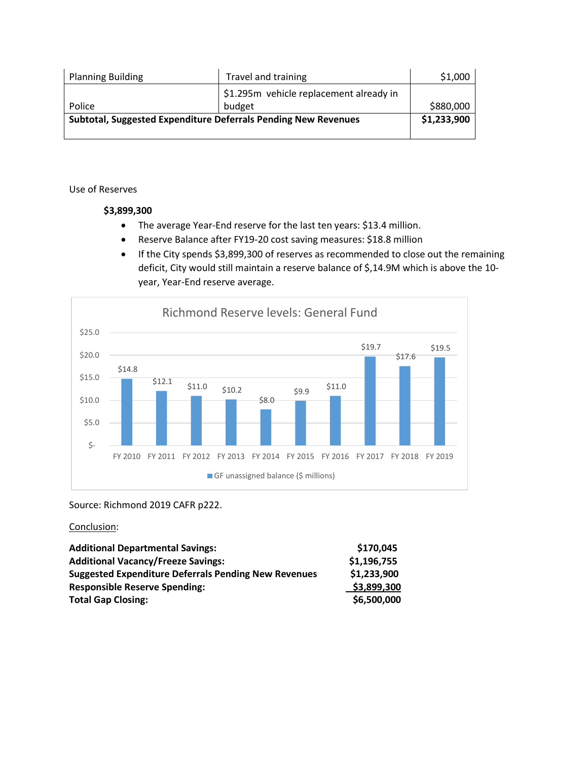| | | |
|---|---|---|
| Planning Building | Travel and training | $1,000 |
| Police | $1.295m vehicle replacement already in budget | $880,000 |
| **Subtotal, Suggested Expenditure Deferrals Pending New Revenues** | | **$1,233,900** |

Use of Reserves

**$3,899,300**

- The average Year-End reserve for the last ten years: $13.4 million.
- Reserve Balance after FY19-20 cost saving measures: $18.8 million
- If the City spends $3,899,300 of reserves as recommended to close out the remaining deficit, City would still maintain a reserve balance of $,14.9M which is above the 10-year, Year-End reserve average.

Richmond Reserve levels: General Fund

$25.0
$20.0
$15.0
$10.0
$5.0
$-

$14.8 $12.1 $11.0 $10.2 $8.0 $9.9 $11.0 $19.7 $17.6 $19.5

FY 2010 FY 2011 FY 2012 FY 2013 FY 2014 FY 2015 FY 2016 FY 2017 FY 2018 FY 2019

GF unassigned balance ($ millions)

Source: Richmond 2019 CAFR p222.

<u>Conclusion</u>:

| | |
|---|---|
| **Additional Departmental Savings:** | **$170,045** |
| **Additional Vacancy/Freeze Savings:** | **$1,196,755** |
| **Suggested Expenditure Deferrals Pending New Revenues** | **$1,233,900** |
| **Responsible Reserve Spending:** | **<u>$3,899,300</u>** |
| **Total Gap Closing:** | **$6,500,000** |